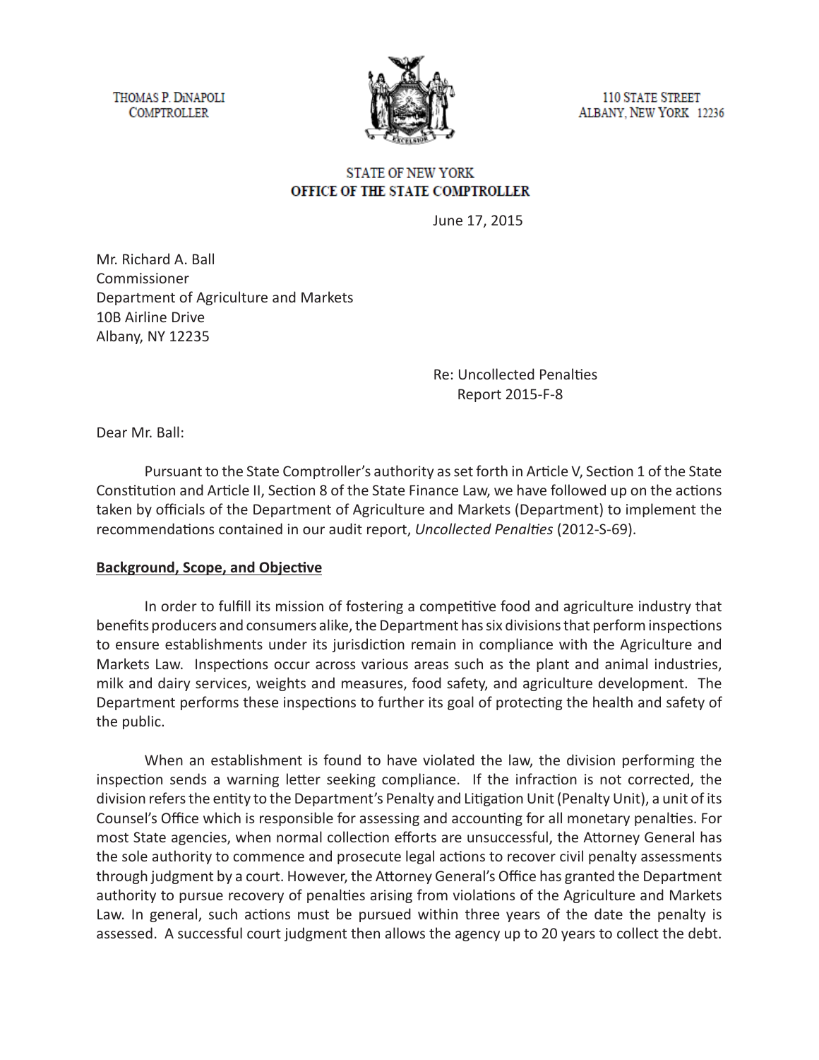THOMAS P. DiNAPOLI
COMPTROLLER

110 STATE STREET
ALBANY, NEW YORK 12236

STATE OF NEW YORK
**OFFICE OF THE STATE COMPTROLLER**

June 17, 2015

Mr. Richard A. Ball
Commissioner
Department of Agriculture and Markets
10B Airline Drive
Albany, NY 12235

Re: Uncollected Penalties
Report 2015-F-8

Dear Mr. Ball:

Pursuant to the State Comptroller's authority as set forth in Article V, Section 1 of the State Constitution and Article II, Section 8 of the State Finance Law, we have followed up on the actions taken by officials of the Department of Agriculture and Markets (Department) to implement the recommendations contained in our audit report, *Uncollected Penalties* (2012-S-69).

**Background, Scope, and Objective**

In order to fulfill its mission of fostering a competitive food and agriculture industry that benefits producers and consumers alike, the Department has six divisions that perform inspections to ensure establishments under its jurisdiction remain in compliance with the Agriculture and Markets Law. Inspections occur across various areas such as the plant and animal industries, milk and dairy services, weights and measures, food safety, and agriculture development. The Department performs these inspections to further its goal of protecting the health and safety of the public.

When an establishment is found to have violated the law, the division performing the inspection sends a warning letter seeking compliance. If the infraction is not corrected, the division refers the entity to the Department's Penalty and Litigation Unit (Penalty Unit), a unit of its Counsel's Office which is responsible for assessing and accounting for all monetary penalties. For most State agencies, when normal collection efforts are unsuccessful, the Attorney General has the sole authority to commence and prosecute legal actions to recover civil penalty assessments through judgment by a court. However, the Attorney General's Office has granted the Department authority to pursue recovery of penalties arising from violations of the Agriculture and Markets Law. In general, such actions must be pursued within three years of the date the penalty is assessed. A successful court judgment then allows the agency up to 20 years to collect the debt.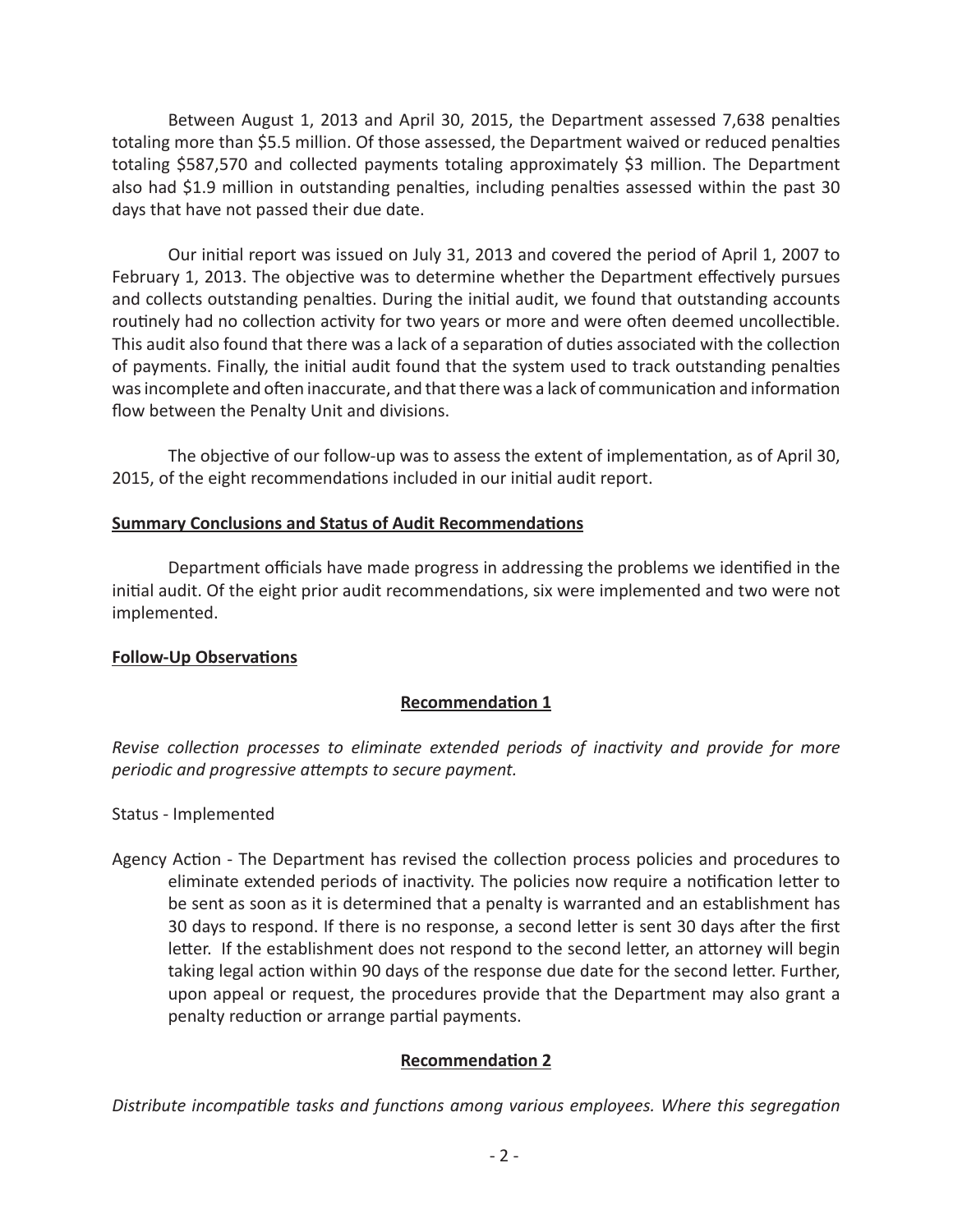Between August 1, 2013 and April 30, 2015, the Department assessed 7,638 penalties totaling more than $5.5 million. Of those assessed, the Department waived or reduced penalties totaling $587,570 and collected payments totaling approximately $3 million. The Department also had $1.9 million in outstanding penalties, including penalties assessed within the past 30 days that have not passed their due date.

Our initial report was issued on July 31, 2013 and covered the period of April 1, 2007 to February 1, 2013. The objective was to determine whether the Department effectively pursues and collects outstanding penalties. During the initial audit, we found that outstanding accounts routinely had no collection activity for two years or more and were often deemed uncollectible. This audit also found that there was a lack of a separation of duties associated with the collection of payments. Finally, the initial audit found that the system used to track outstanding penalties was incomplete and often inaccurate, and that there was a lack of communication and information flow between the Penalty Unit and divisions.

The objective of our follow-up was to assess the extent of implementation, as of April 30, 2015, of the eight recommendations included in our initial audit report.

**Summary Conclusions and Status of Audit Recommendations**

Department officials have made progress in addressing the problems we identified in the initial audit. Of the eight prior audit recommendations, six were implemented and two were not implemented.

**Follow-Up Observations**

**Recommendation 1**

*Revise collection processes to eliminate extended periods of inactivity and provide for more periodic and progressive attempts to secure payment.*

Status - Implemented

Agency Action - The Department has revised the collection process policies and procedures to eliminate extended periods of inactivity. The policies now require a notification letter to be sent as soon as it is determined that a penalty is warranted and an establishment has 30 days to respond. If there is no response, a second letter is sent 30 days after the first letter. If the establishment does not respond to the second letter, an attorney will begin taking legal action within 90 days of the response due date for the second letter. Further, upon appeal or request, the procedures provide that the Department may also grant a penalty reduction or arrange partial payments.

**Recommendation 2**

*Distribute incompatible tasks and functions among various employees. Where this segregation*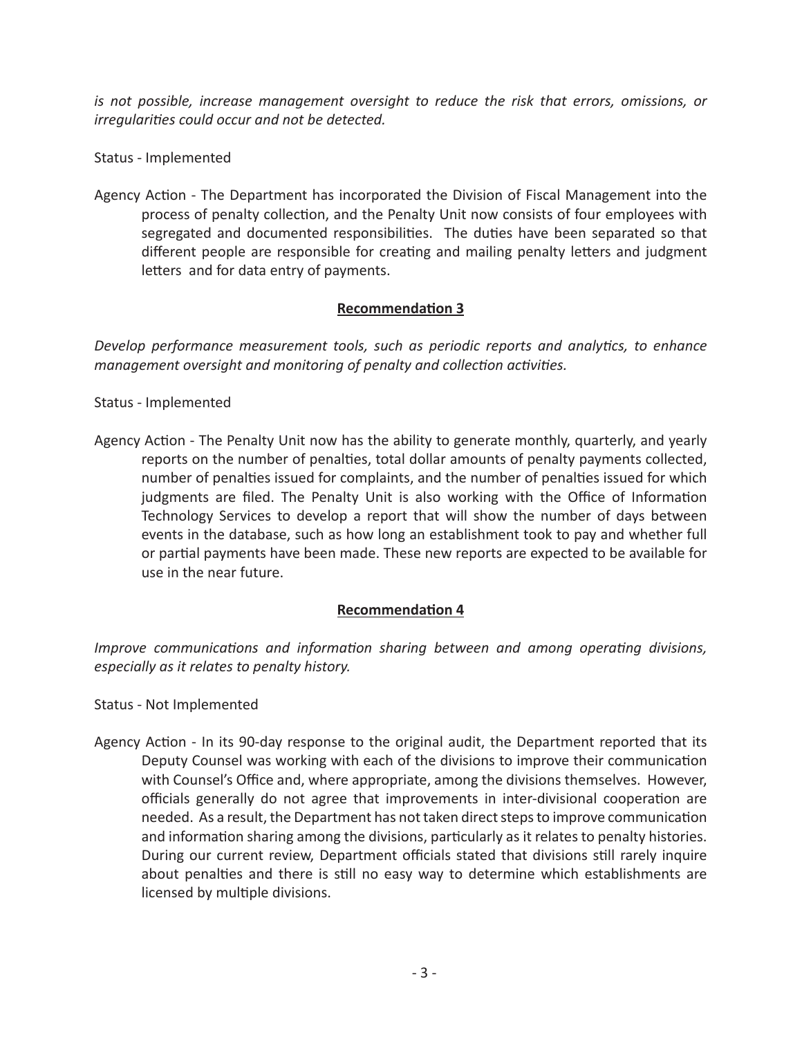*is not possible, increase management oversight to reduce the risk that errors, omissions, or irregularities could occur and not be detected.*

Status - Implemented

Agency Action - The Department has incorporated the Division of Fiscal Management into the process of penalty collection, and the Penalty Unit now consists of four employees with segregated and documented responsibilities. The duties have been separated so that different people are responsible for creating and mailing penalty letters and judgment letters and for data entry of payments.

**Recommendation 3**

*Develop performance measurement tools, such as periodic reports and analytics, to enhance management oversight and monitoring of penalty and collection activities.*

Status - Implemented

Agency Action - The Penalty Unit now has the ability to generate monthly, quarterly, and yearly reports on the number of penalties, total dollar amounts of penalty payments collected, number of penalties issued for complaints, and the number of penalties issued for which judgments are filed. The Penalty Unit is also working with the Office of Information Technology Services to develop a report that will show the number of days between events in the database, such as how long an establishment took to pay and whether full or partial payments have been made. These new reports are expected to be available for use in the near future.

**Recommendation 4**

*Improve communications and information sharing between and among operating divisions, especially as it relates to penalty history.*

Status - Not Implemented

Agency Action - In its 90-day response to the original audit, the Department reported that its Deputy Counsel was working with each of the divisions to improve their communication with Counsel's Office and, where appropriate, among the divisions themselves. However, officials generally do not agree that improvements in inter-divisional cooperation are needed. As a result, the Department has not taken direct steps to improve communication and information sharing among the divisions, particularly as it relates to penalty histories. During our current review, Department officials stated that divisions still rarely inquire about penalties and there is still no easy way to determine which establishments are licensed by multiple divisions.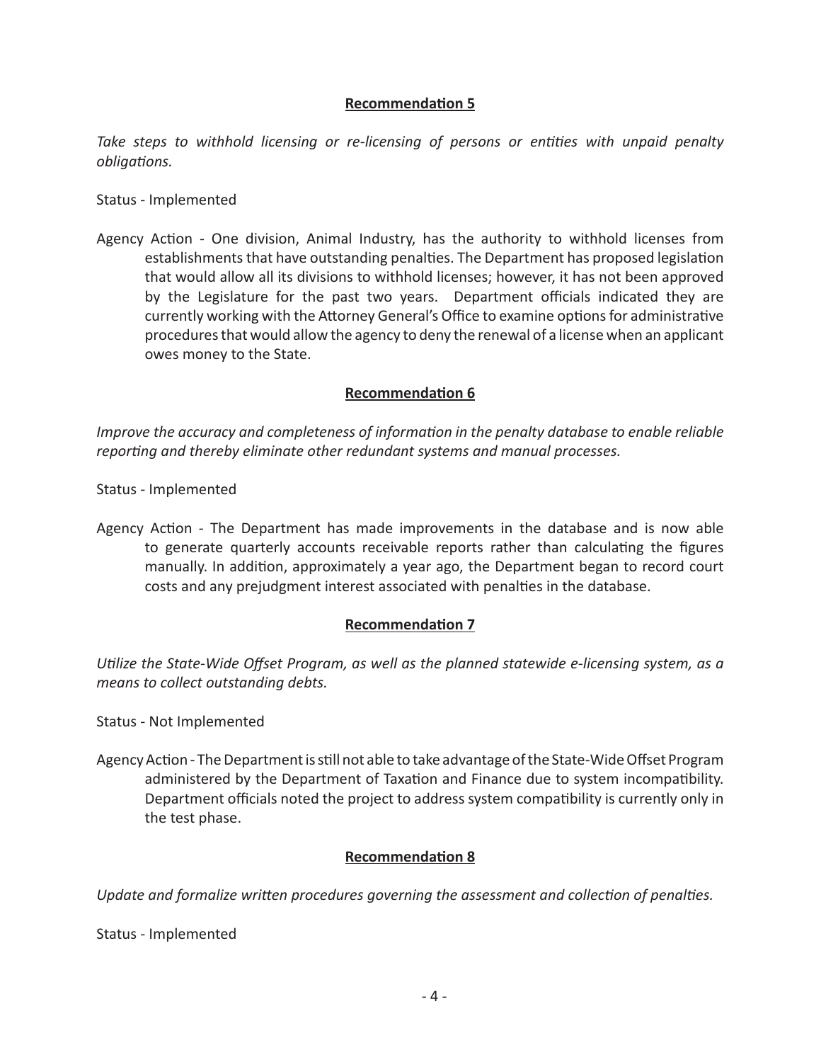**Recommendation 5**

*Take steps to withhold licensing or re-licensing of persons or entities with unpaid penalty obligations.*

Status - Implemented

Agency Action - One division, Animal Industry, has the authority to withhold licenses from establishments that have outstanding penalties. The Department has proposed legislation that would allow all its divisions to withhold licenses; however, it has not been approved by the Legislature for the past two years. Department officials indicated they are currently working with the Attorney General's Office to examine options for administrative procedures that would allow the agency to deny the renewal of a license when an applicant owes money to the State.

**Recommendation 6**

*Improve the accuracy and completeness of information in the penalty database to enable reliable reporting and thereby eliminate other redundant systems and manual processes.*

Status - Implemented

Agency Action - The Department has made improvements in the database and is now able to generate quarterly accounts receivable reports rather than calculating the figures manually. In addition, approximately a year ago, the Department began to record court costs and any prejudgment interest associated with penalties in the database.

**Recommendation 7**

*Utilize the State-Wide Offset Program, as well as the planned statewide e-licensing system, as a means to collect outstanding debts.*

Status - Not Implemented

Agency Action - The Department is still not able to take advantage of the State-Wide Offset Program administered by the Department of Taxation and Finance due to system incompatibility. Department officials noted the project to address system compatibility is currently only in the test phase.

**Recommendation 8**

*Update and formalize written procedures governing the assessment and collection of penalties.*

Status - Implemented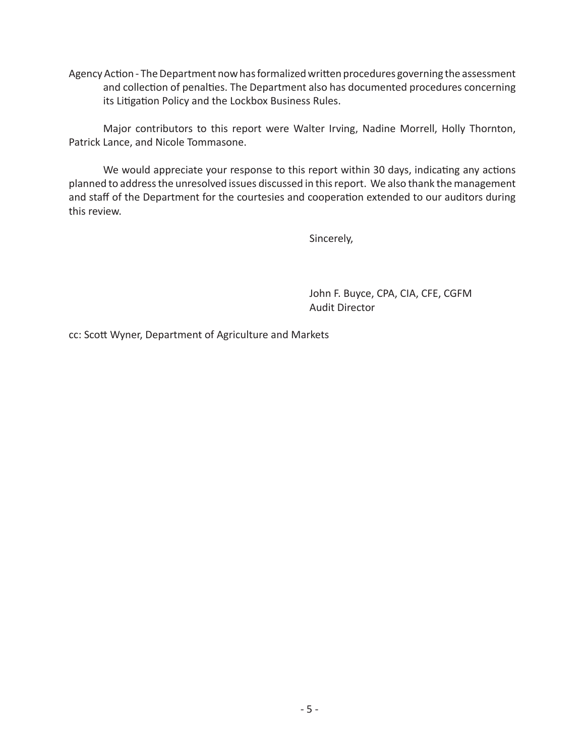Agency Action - The Department now has formalized written procedures governing the assessment and collection of penalties. The Department also has documented procedures concerning its Litigation Policy and the Lockbox Business Rules.

Major contributors to this report were Walter Irving, Nadine Morrell, Holly Thornton, Patrick Lance, and Nicole Tommasone.

We would appreciate your response to this report within 30 days, indicating any actions planned to address the unresolved issues discussed in this report. We also thank the management and staff of the Department for the courtesies and cooperation extended to our auditors during this review.

Sincerely,

John F. Buyce, CPA, CIA, CFE, CGFM
Audit Director

cc: Scott Wyner, Department of Agriculture and Markets